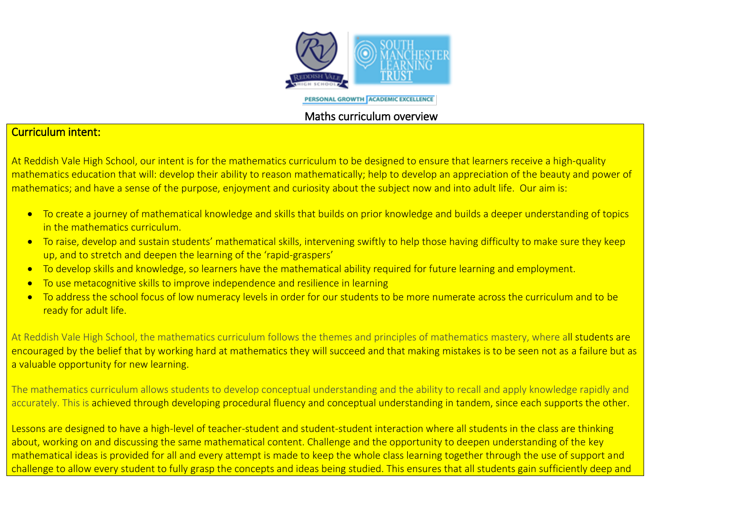PERSONAL GROWTH | ACADEMIC EXCELLENCE

# Maths curriculum overview

## Curriculum intent:

At Reddish Vale High School, our intent is for the mathematics curriculum to be designed to ensure that learners receive a high-quality mathematics education that will: develop their ability to reason mathematically; help to develop an appreciation of the beauty and power of mathematics; and have a sense of the purpose, enjoyment and curiosity about the subject now and into adult life. Our aim is:

- To create a journey of mathematical knowledge and skills that builds on prior knowledge and builds a deeper understanding of topics in the mathematics curriculum.
- To raise, develop and sustain students' mathematical skills, intervening swiftly to help those having difficulty to make sure they keep up, and to stretch and deepen the learning of the 'rapid-graspers'
- To develop skills and knowledge, so learners have the mathematical ability required for future learning and employment.
- To use metacognitive skills to improve independence and resilience in learning
- To address the school focus of low numeracy levels in order for our students to be more numerate across the curriculum and to be ready for adult life.

At Reddish Vale High School, the mathematics curriculum follows the themes and principles of mathematics mastery, where all students are encouraged by the belief that by working hard at mathematics they will succeed and that making mistakes is to be seen not as a failure but as a valuable opportunity for new learning.

The mathematics curriculum allows students to develop conceptual understanding and the ability to recall and apply knowledge rapidly and accurately. This is achieved through developing procedural fluency and conceptual understanding in tandem, since each supports the other.

Lessons are designed to have a high-level of teacher-student and student-student interaction where all students in the class are thinking about, working on and discussing the same mathematical content. Challenge and the opportunity to deepen understanding of the key mathematical ideas is provided for all and every attempt is made to keep the whole class learning together through the use of support and challenge to allow every student to fully grasp the concepts and ideas being studied. This ensures that all students gain sufficiently deep and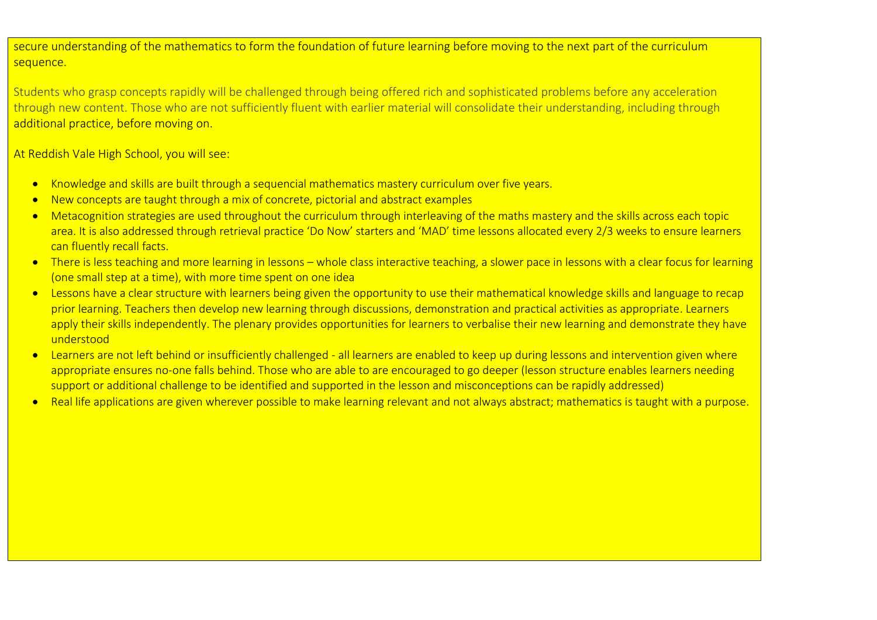secure understanding of the mathematics to form the foundation of future learning before moving to the next part of the curriculum sequence.

Students who grasp concepts rapidly will be challenged through being offered rich and sophisticated problems before any acceleration through new content. Those who are not sufficiently fluent with earlier material will consolidate their understanding, including through additional practice, before moving on.

At Reddish Vale High School, you will see:

- Knowledge and skills are built through a sequencial mathematics mastery curriculum over five years.
- New concepts are taught through a mix of concrete, pictorial and abstract examples
- Metacognition strategies are used throughout the curriculum through interleaving of the maths mastery and the skills across each topic area. It is also addressed through retrieval practice 'Do Now' starters and 'MAD' time lessons allocated every 2/3 weeks to ensure learners can fluently recall facts.
- There is less teaching and more learning in lessons – whole class interactive teaching, a slower pace in lessons with a clear focus for learning (one small step at a time), with more time spent on one idea
- Lessons have a clear structure with learners being given the opportunity to use their mathematical knowledge skills and language to recap prior learning. Teachers then develop new learning through discussions, demonstration and practical activities as appropriate. Learners apply their skills independently. The plenary provides opportunities for learners to verbalise their new learning and demonstrate they have understood
- Learners are not left behind or insufficiently challenged - all learners are enabled to keep up during lessons and intervention given where appropriate ensures no-one falls behind. Those who are able to are encouraged to go deeper (lesson structure enables learners needing support or additional challenge to be identified and supported in the lesson and misconceptions can be rapidly addressed)
- Real life applications are given wherever possible to make learning relevant and not always abstract; mathematics is taught with a purpose.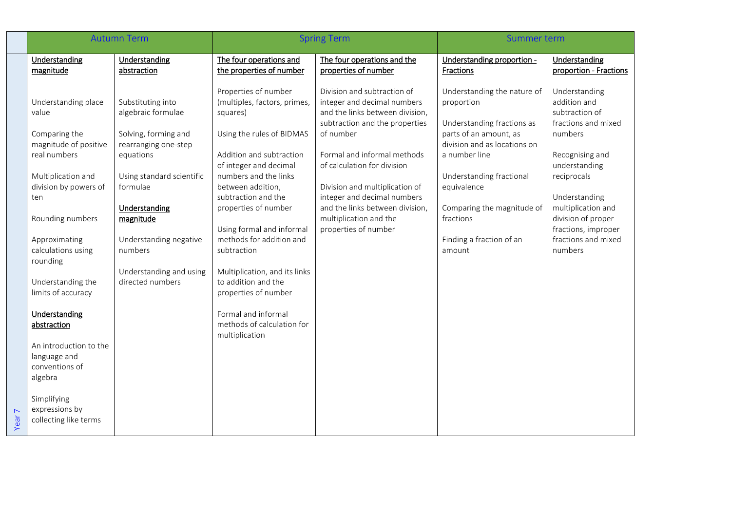| | Autumn Term | | Spring Term | | Summer term | |
|---|---|---|---|---|---|---|
| Year 7 | **Understanding magnitude**<br><br>Understanding place value<br><br>Comparing the magnitude of positive real numbers<br><br>Multiplication and division by powers of ten<br><br>Rounding numbers<br><br>Approximating calculations using rounding<br><br>Understanding the limits of accuracy<br><br>**Understanding abstraction**<br><br>An introduction to the language and conventions of algebra<br><br>Simplifying expressions by collecting like terms | **Understanding abstraction**<br><br>Substituting into algebraic formulae<br><br>Solving, forming and rearranging one-step equations<br><br>Using standard scientific formulae<br><br>**Understanding magnitude**<br><br>Understanding negative numbers<br><br>Understanding and using directed numbers | **The four operations and the properties of number**<br><br>Properties of number (multiples, factors, primes, squares)<br><br>Using the rules of BIDMAS<br><br>Addition and subtraction of integer and decimal numbers and the links between addition, subtraction and the properties of number<br><br>Using formal and informal methods for addition and subtraction<br><br>Multiplication, and its links to addition and the properties of number<br><br>Formal and informal methods of calculation for multiplication | **The four operations and the properties of number**<br><br>Division and subtraction of integer and decimal numbers and the links between division, subtraction and the properties of number<br><br>Formal and informal methods of calculation for division<br><br>Division and multiplication of integer and decimal numbers and the links between division, multiplication and the properties of number | **Understanding proportion - Fractions**<br><br>Understanding the nature of proportion<br><br>Understanding fractions as parts of an amount, as division and as locations on a number line<br><br>Understanding fractional equivalence<br><br>Comparing the magnitude of fractions<br><br>Finding a fraction of an amount | **Understanding proportion - Fractions**<br><br>Understanding addition and subtraction of fractions and mixed numbers<br><br>Recognising and understanding reciprocals<br><br>Understanding multiplication and division of proper fractions, improper fractions and mixed numbers |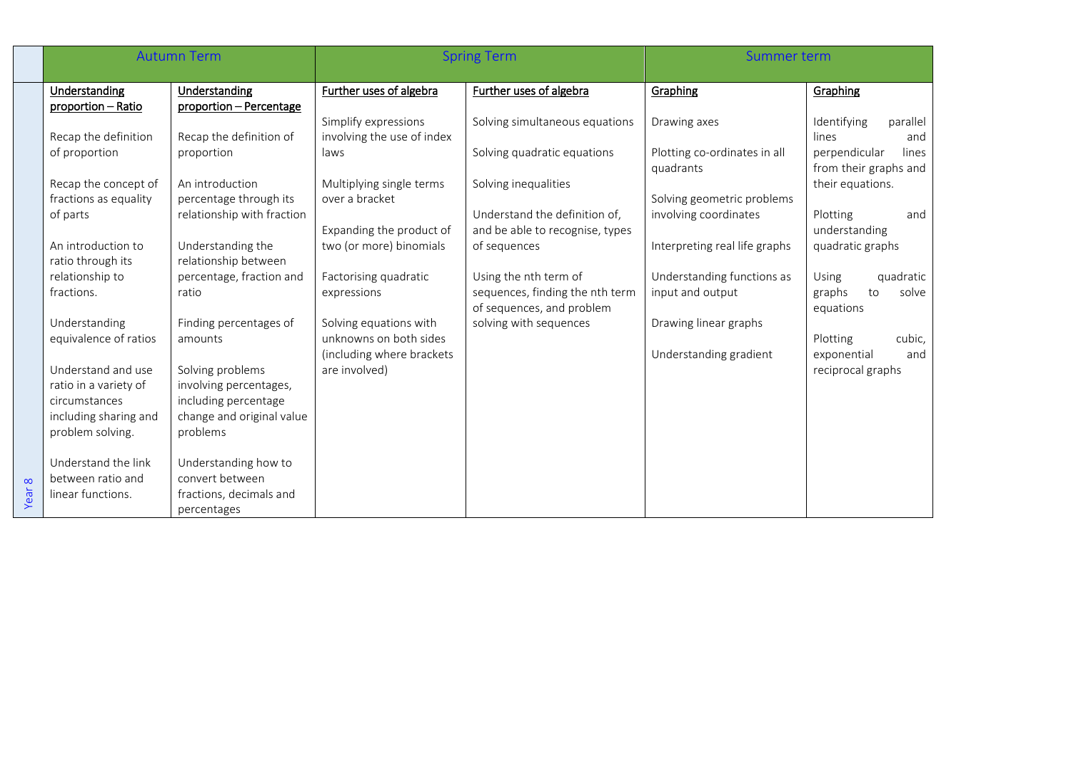| | Autumn Term | | Spring Term | | Summer term | |
|---|---|---|---|---|---|---|
| Year 8 | **Understanding proportion – Ratio**<br><br>Recap the definition of proportion<br><br>Recap the concept of fractions as equality of parts<br><br>An introduction to ratio through its relationship to fractions.<br><br>Understanding equivalence of ratios<br><br>Understand and use ratio in a variety of circumstances including sharing and problem solving.<br><br>Understand the link between ratio and linear functions. | **Understanding proportion – Percentage**<br><br>Recap the definition of proportion<br><br>An introduction percentage through its relationship with fraction<br><br>Understanding the relationship between percentage, fraction and ratio<br><br>Finding percentages of amounts<br><br>Solving problems involving percentages, including percentage change and original value problems<br><br>Understanding how to convert between fractions, decimals and percentages | **Further uses of algebra**<br><br>Simplify expressions involving the use of index laws<br><br>Multiplying single terms over a bracket<br><br>Expanding the product of two (or more) binomials<br><br>Factorising quadratic expressions<br><br>Solving equations with unknowns on both sides (including where brackets are involved) | **Further uses of algebra**<br><br>Solving simultaneous equations<br><br>Solving quadratic equations<br><br>Solving inequalities<br><br>Understand the definition of, and be able to recognise, types of sequences<br><br>Using the nth term of sequences, finding the nth term of sequences, and problem solving with sequences | **Graphing**<br><br>Drawing axes<br><br>Plotting co-ordinates in all quadrants<br><br>Solving geometric problems involving coordinates<br><br>Interpreting real life graphs<br><br>Understanding functions as input and output<br><br>Drawing linear graphs<br><br>Understanding gradient | **Graphing**<br><br>Identifying parallel lines and perpendicular lines from their graphs and their equations.<br><br>Plotting and understanding quadratic graphs<br><br>Using quadratic graphs to solve equations<br><br>Plotting cubic, exponential and reciprocal graphs |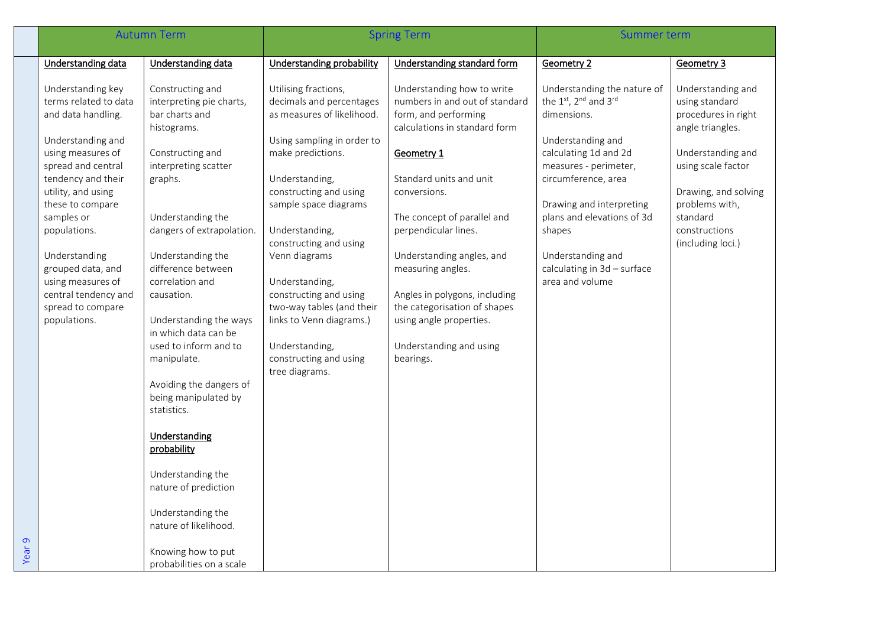| | Autumn Term | | Spring Term | | Summer term | |
|---|---|---|---|---|---|---|
| Year 9 | **Understanding data**<br><br>Understanding key terms related to data and data handling.<br><br>Understanding and using measures of spread and central tendency and their utility, and using these to compare samples or populations.<br><br>Understanding grouped data, and using measures of central tendency and spread to compare populations. | **Understanding data**<br><br>Constructing and interpreting pie charts, bar charts and histograms.<br><br>Constructing and interpreting scatter graphs.<br><br>Understanding the dangers of extrapolation.<br><br>Understanding the difference between correlation and causation.<br><br>Understanding the ways in which data can be used to inform and to manipulate.<br><br>Avoiding the dangers of being manipulated by statistics.<br><br>**Understanding probability**<br><br>Understanding the nature of prediction<br><br>Understanding the nature of likelihood.<br><br>Knowing how to put probabilities on a scale | **Understanding probability**<br><br>Utilising fractions, decimals and percentages as measures of likelihood.<br><br>Using sampling in order to make predictions.<br><br>Understanding, constructing and using sample space diagrams<br><br>Understanding, constructing and using Venn diagrams<br><br>Understanding, constructing and using two-way tables (and their links to Venn diagrams.)<br><br>Understanding, constructing and using tree diagrams. | **Understanding standard form**<br><br>Understanding how to write numbers in and out of standard form, and performing calculations in standard form<br><br>**Geometry 1**<br><br>Standard units and unit conversions.<br><br>The concept of parallel and perpendicular lines.<br><br>Understanding angles, and measuring angles.<br><br>Angles in polygons, including the categorisation of shapes using angle properties.<br><br>Understanding and using bearings. | **Geometry 2**<br><br>Understanding the nature of the 1st, 2nd and 3rd dimensions.<br><br>Understanding and calculating 1d and 2d measures - perimeter, circumference, area<br><br>Drawing and interpreting plans and elevations of 3d shapes<br><br>Understanding and calculating in 3d – surface area and volume | **Geometry 3**<br><br>Understanding and using standard procedures in right angle triangles.<br><br>Understanding and using scale factor<br><br>Drawing, and solving problems with, standard constructions (including loci.) |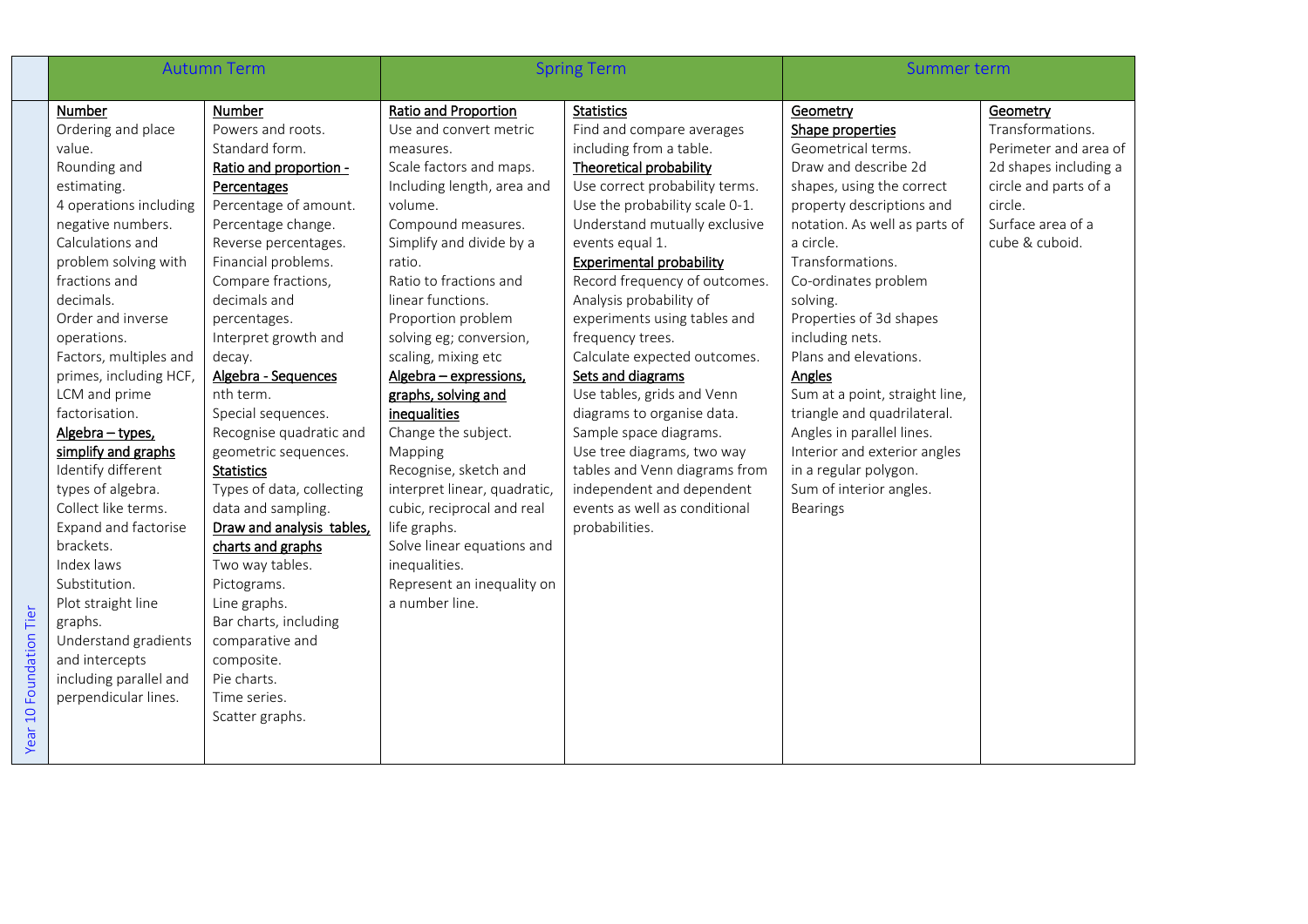| | Autumn Term | | Spring Term | | Summer term | |
|---|---|---|---|---|---|---|
| Year 10 Foundation Tier | **Number**<br>Ordering and place value.<br>Rounding and estimating.<br>4 operations including negative numbers.<br>Calculations and problem solving with fractions and decimals.<br>Order and inverse operations.<br>Factors, multiples and primes, including HCF, LCM and prime factorisation.<br>**Algebra – types, simplify and graphs**<br>Identify different types of algebra.<br>Collect like terms.<br>Expand and factorise brackets.<br>Index laws<br>Substitution.<br>Plot straight line graphs.<br>Understand gradients and intercepts including parallel and perpendicular lines. | **Number**<br>Powers and roots.<br>Standard form.<br>**Ratio and proportion - Percentages**<br>Percentage of amount.<br>Percentage change.<br>Reverse percentages.<br>Financial problems.<br>Compare fractions, decimals and percentages.<br>Interpret growth and decay.<br>**Algebra - Sequences**<br>nth term.<br>Special sequences.<br>Recognise quadratic and geometric sequences.<br>**Statistics**<br>Types of data, collecting data and sampling.<br>**Draw and analysis tables, charts and graphs**<br>Two way tables.<br>Pictograms.<br>Line graphs.<br>Bar charts, including comparative and composite.<br>Pie charts.<br>Time series.<br>Scatter graphs. | **Ratio and Proportion**<br>Use and convert metric measures.<br>Scale factors and maps.<br>Including length, area and volume.<br>Compound measures.<br>Simplify and divide by a ratio.<br>Ratio to fractions and linear functions.<br>Proportion problem solving eg; conversion, scaling, mixing etc<br>**Algebra – expressions, graphs, solving and inequalities**<br>Change the subject.<br>Mapping<br>Recognise, sketch and interpret linear, quadratic, cubic, reciprocal and real life graphs.<br>Solve linear equations and inequalities.<br>Represent an inequality on a number line. | **Statistics**<br>Find and compare averages including from a table.<br>**Theoretical probability**<br>Use correct probability terms.<br>Use the probability scale 0-1.<br>Understand mutually exclusive events equal 1.<br>**Experimental probability**<br>Record frequency of outcomes.<br>Analysis probability of experiments using tables and frequency trees.<br>Calculate expected outcomes.<br>**Sets and diagrams**<br>Use tables, grids and Venn diagrams to organise data.<br>Sample space diagrams.<br>Use tree diagrams, two way tables and Venn diagrams from independent and dependent events as well as conditional probabilities. | **Geometry**<br>**Shape properties**<br>Geometrical terms.<br>Draw and describe 2d shapes, using the correct property descriptions and notation. As well as parts of a circle.<br>Transformations.<br>Co-ordinates problem solving.<br>Properties of 3d shapes including nets.<br>Plans and elevations.<br>**Angles**<br>Sum at a point, straight line, triangle and quadrilateral.<br>Angles in parallel lines.<br>Interior and exterior angles in a regular polygon.<br>Sum of interior angles.<br>Bearings | **Geometry**<br>Transformations.<br>Perimeter and area of 2d shapes including a circle and parts of a circle.<br>Surface area of a cube & cuboid. |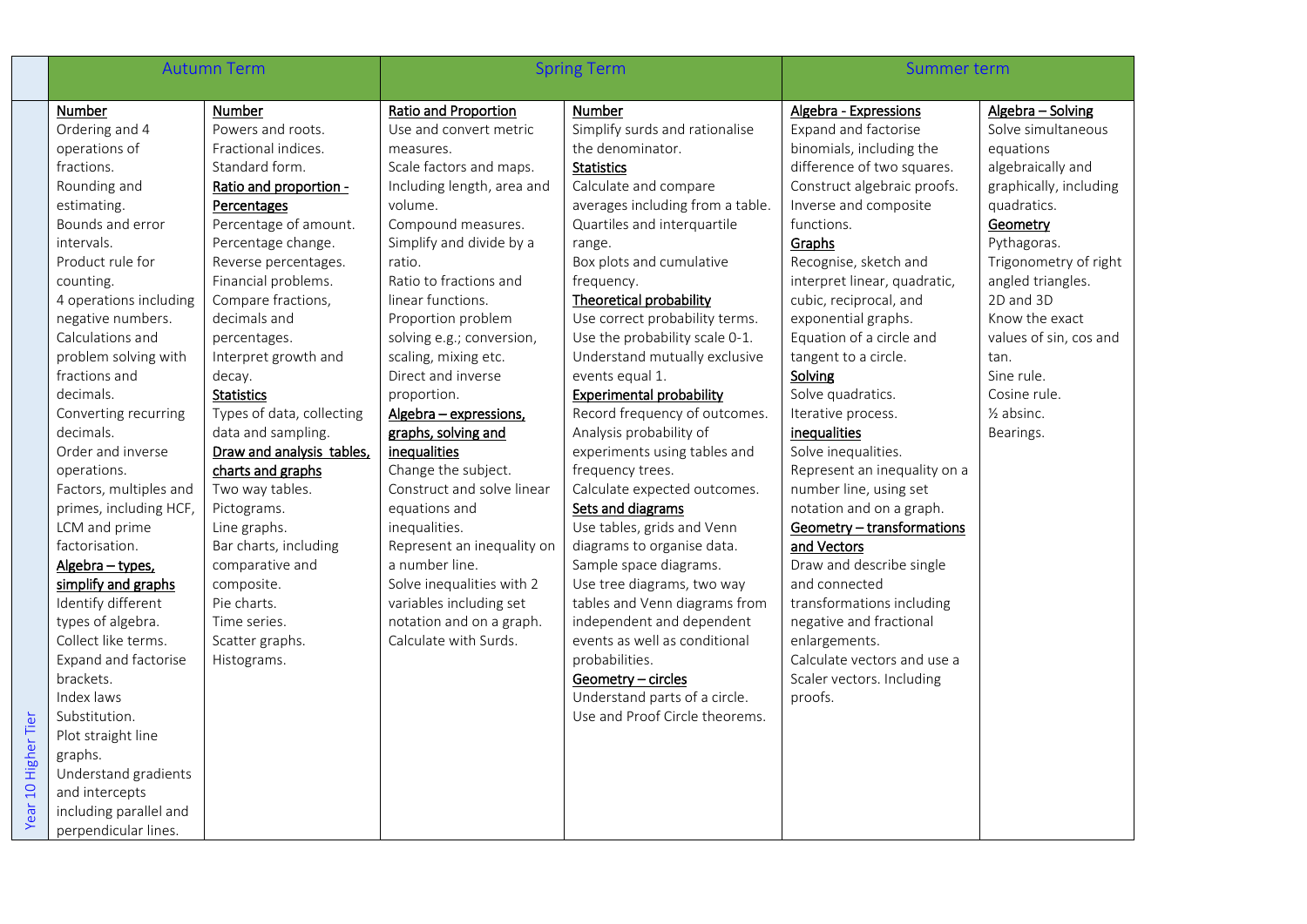| Year 10 Higher Tier | Autumn Term | | Spring Term | | Summer term | |
|---|---|---|---|---|---|---|
| | **Number**<br>Ordering and 4 operations of fractions.<br>Rounding and estimating.<br>Bounds and error intervals.<br>Product rule for counting.<br>4 operations including negative numbers.<br>Calculations and problem solving with fractions and decimals.<br>Converting recurring decimals.<br>Order and inverse operations.<br>Factors, multiples and primes, including HCF, LCM and prime factorisation.<br>**Algebra – types, simplify and graphs**<br>Identify different types of algebra.<br>Collect like terms.<br>Expand and factorise brackets.<br>Index laws<br>Substitution.<br>Plot straight line graphs.<br>Understand gradients and intercepts including parallel and perpendicular lines. | **Number**<br>Powers and roots.<br>Fractional indices.<br>Standard form.<br>**Ratio and proportion - Percentages**<br>Percentage of amount.<br>Percentage change.<br>Reverse percentages.<br>Financial problems.<br>Compare fractions, decimals and percentages.<br>Interpret growth and decay.<br>**Statistics**<br>Types of data, collecting data and sampling.<br>**Draw and analysis tables, charts and graphs**<br>Two way tables.<br>Pictograms.<br>Line graphs.<br>Bar charts, including comparative and composite.<br>Pie charts.<br>Time series.<br>Scatter graphs.<br>Histograms. | **Ratio and Proportion**<br>Use and convert metric measures.<br>Scale factors and maps. Including length, area and volume.<br>Compound measures.<br>Simplify and divide by a ratio.<br>Ratio to fractions and linear functions.<br>Proportion problem solving e.g.; conversion, scaling, mixing etc.<br>Direct and inverse proportion.<br>**Algebra – expressions, graphs, solving and inequalities**<br>Change the subject.<br>Construct and solve linear equations and inequalities.<br>Represent an inequality on a number line.<br>Solve inequalities with 2 variables including set notation and on a graph.<br>Calculate with Surds. | **Number**<br>Simplify surds and rationalise the denominator.<br>**Statistics**<br>Calculate and compare averages including from a table.<br>Quartiles and interquartile range.<br>Box plots and cumulative frequency.<br>**Theoretical probability**<br>Use correct probability terms.<br>Use the probability scale 0-1.<br>Understand mutually exclusive events equal 1.<br>**Experimental probability**<br>Record frequency of outcomes.<br>Analysis probability of experiments using tables and frequency trees.<br>Calculate expected outcomes.<br>**Sets and diagrams**<br>Use tables, grids and Venn diagrams to organise data.<br>Sample space diagrams.<br>Use tree diagrams, two way tables and Venn diagrams from independent and dependent events as well as conditional probabilities.<br>**Geometry – circles**<br>Understand parts of a circle.<br>Use and Proof Circle theorems. | **Algebra - Expressions**<br>Expand and factorise binomials, including the difference of two squares.<br>Construct algebraic proofs.<br>Inverse and composite functions.<br>**Graphs**<br>Recognise, sketch and interpret linear, quadratic, cubic, reciprocal, and exponential graphs.<br>Equation of a circle and tangent to a circle.<br>**Solving**<br>Solve quadratics.<br>Iterative process.<br>**inequalities**<br>Solve inequalities.<br>Represent an inequality on a number line, using set notation and on a graph.<br>**Geometry – transformations and Vectors**<br>Draw and describe single and connected transformations including negative and fractional enlargements.<br>Calculate vectors and use a Scaler vectors. Including proofs. | **Algebra – Solving**<br>Solve simultaneous equations algebraically and graphically, including quadratics.<br>**Geometry**<br>Pythagoras.<br>Trigonometry of right angled triangles.<br>2D and 3D<br>Know the exact values of sin, cos and tan.<br>Sine rule.<br>Cosine rule.<br>½ absinc.<br>Bearings. |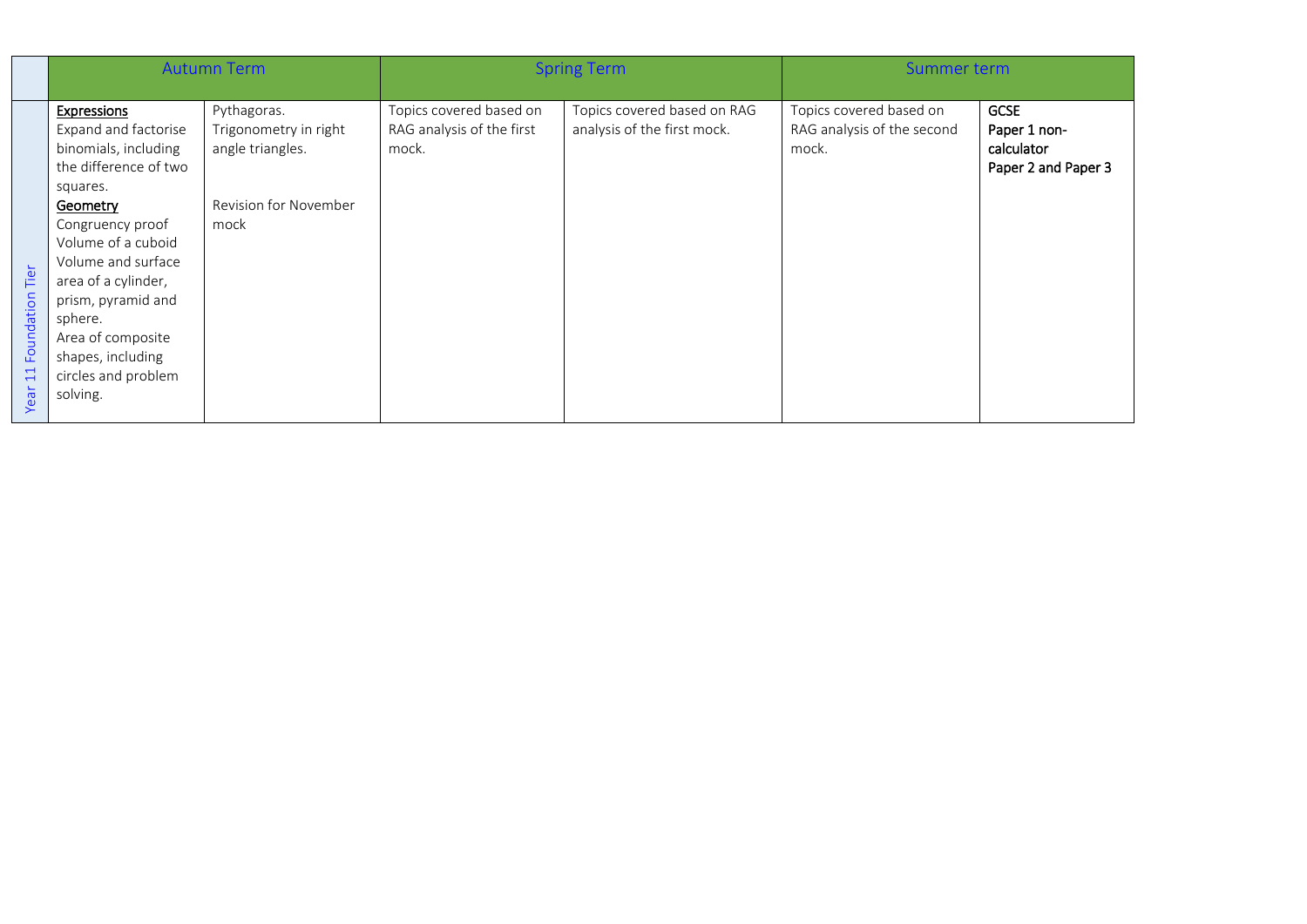| | Autumn Term | | Spring Term | | Summer term | |
|---|---|---|---|---|---|---|
| Year 11 Foundation Tier | **Expressions**<br>Expand and factorise binomials, including the difference of two squares.<br>**Geometry**<br>Congruency proof<br>Volume of a cuboid<br>Volume and surface area of a cylinder, prism, pyramid and sphere.<br>Area of composite shapes, including circles and problem solving. | Pythagoras.<br>Trigonometry in right angle triangles.<br><br>Revision for November mock | Topics covered based on RAG analysis of the first mock. | Topics covered based on RAG analysis of the first mock. | Topics covered based on RAG analysis of the second mock. | **GCSE**<br>**Paper 1 non-calculator**<br>**Paper 2 and Paper 3** |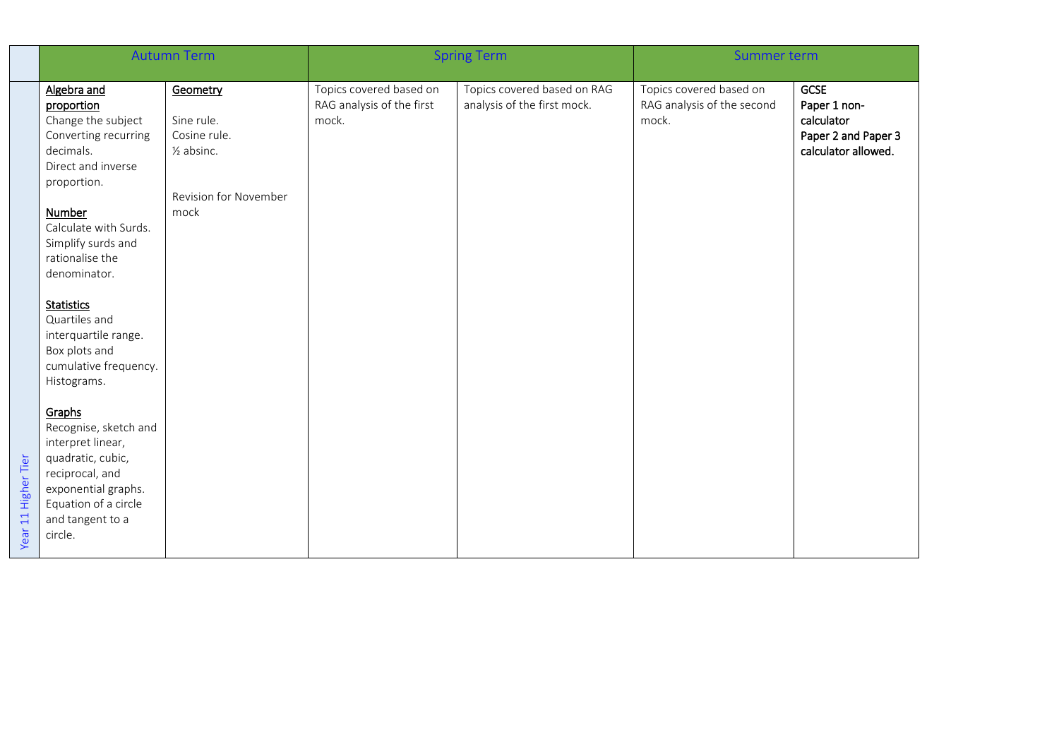| | Autumn Term | | Spring Term | | Summer term | |
|---|---|---|---|---|---|---|
| Year 11 Higher Tier | **Algebra and proportion**<br>Change the subject<br>Converting recurring decimals.<br>Direct and inverse proportion.<br><br>**Number**<br>Calculate with Surds.<br>Simplify surds and rationalise the denominator.<br><br>**Statistics**<br>Quartiles and interquartile range.<br>Box plots and cumulative frequency.<br>Histograms.<br><br>**Graphs**<br>Recognise, sketch and interpret linear, quadratic, cubic, reciprocal, and exponential graphs.<br>Equation of a circle and tangent to a circle. | **Geometry**<br><br>Sine rule.<br>Cosine rule.<br>½ absinc.<br><br>Revision for November mock | Topics covered based on RAG analysis of the first mock. | Topics covered based on RAG analysis of the first mock. | Topics covered based on RAG analysis of the second mock. | **GCSE**<br>**Paper 1 non-calculator**<br>**Paper 2 and Paper 3 calculator allowed.** |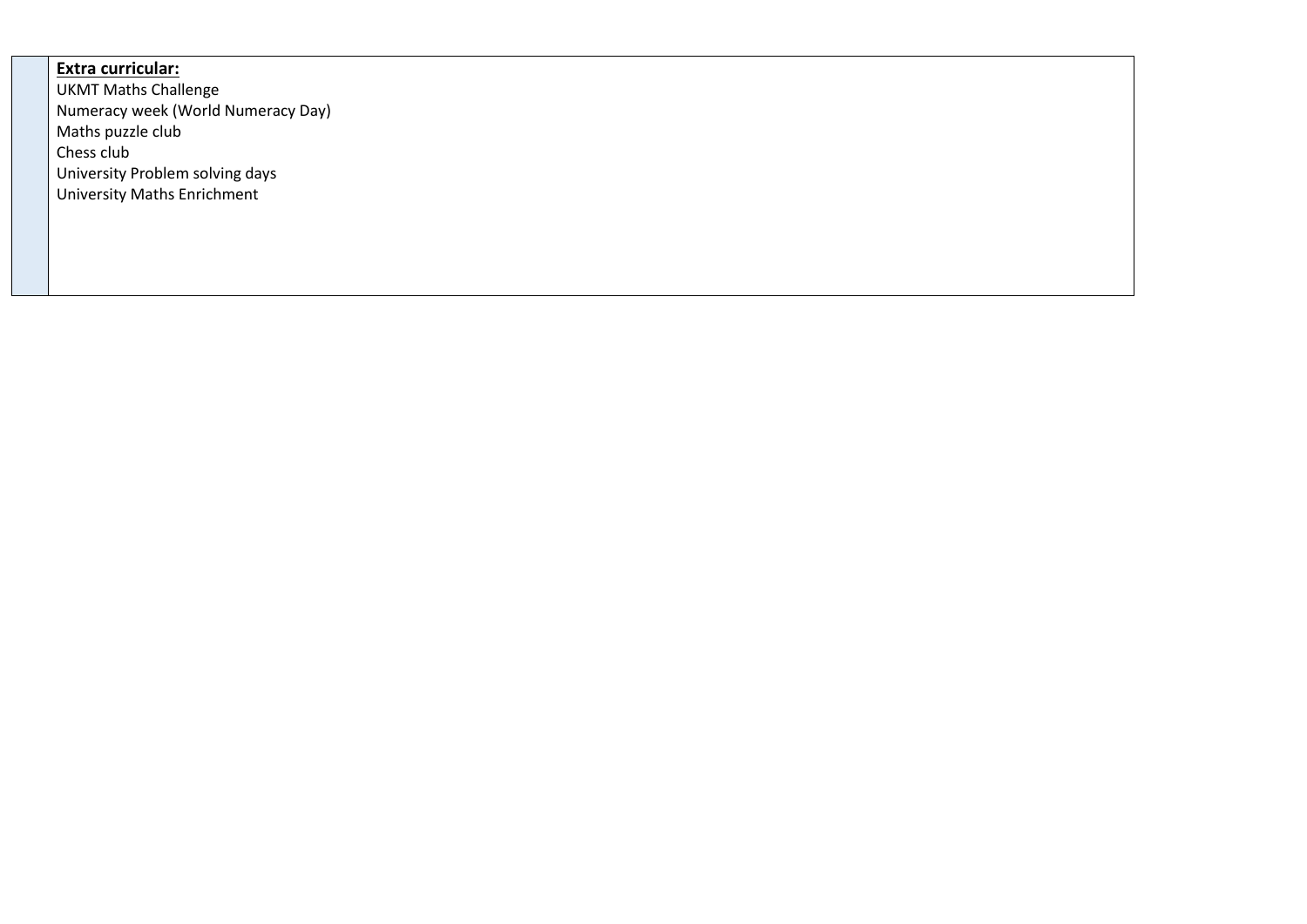| | **Extra curricular:**<br>UKMT Maths Challenge<br>Numeracy week (World Numeracy Day)<br>Maths puzzle club<br>Chess club<br>University Problem solving days<br>University Maths Enrichment |
|---|---|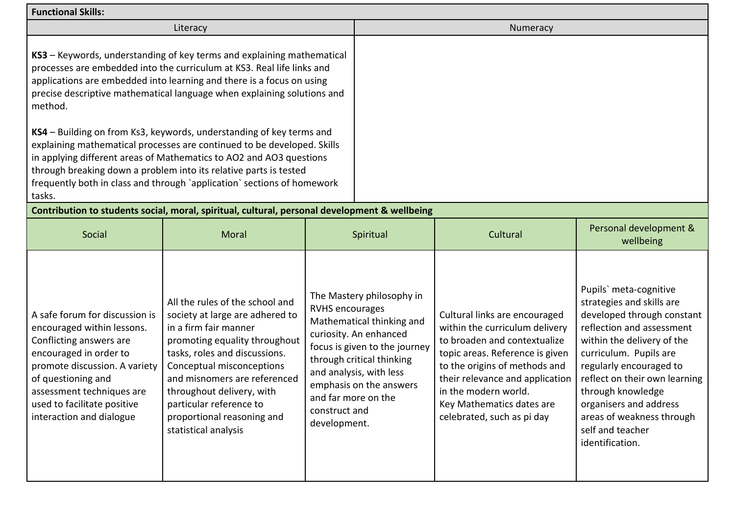**Functional Skills:**

| Literacy | Numeracy |
|---|---|
| **KS3** – Keywords, understanding of key terms and explaining mathematical processes are embedded into the curriculum at KS3. Real life links and applications are embedded into learning and there is a focus on using precise descriptive mathematical language when explaining solutions and method.<br><br>**KS4** – Building on from Ks3, keywords, understanding of key terms and explaining mathematical processes are continued to be developed. Skills in applying different areas of Mathematics to AO2 and AO3 questions through breaking down a problem into its relative parts is tested frequently both in class and through `application` sections of homework tasks. | |

**Contribution to students social, moral, spiritual, cultural, personal development & wellbeing**

| Social | Moral | Spiritual | Cultural | Personal development & wellbeing |
|---|---|---|---|---|
| A safe forum for discussion is encouraged within lessons. Conflicting answers are encouraged in order to promote discussion. A variety of questioning and assessment techniques are used to facilitate positive interaction and dialogue | All the rules of the school and society at large are adhered to in a firm fair manner promoting equality throughout tasks, roles and discussions. Conceptual misconceptions and misnomers are referenced throughout delivery, with particular reference to proportional reasoning and statistical analysis | The Mastery philosophy in RVHS encourages Mathematical thinking and curiosity. An enhanced focus is given to the journey through critical thinking and analysis, with less emphasis on the answers and far more on the construct and development. | Cultural links are encouraged within the curriculum delivery to broaden and contextualize topic areas. Reference is given to the origins of methods and their relevance and application in the modern world.<br>Key Mathematics dates are celebrated, such as pi day | Pupils` meta-cognitive strategies and skills are developed through constant reflection and assessment within the delivery of the curriculum. Pupils are regularly encouraged to reflect on their own learning through knowledge organisers and address areas of weakness through self and teacher identification. |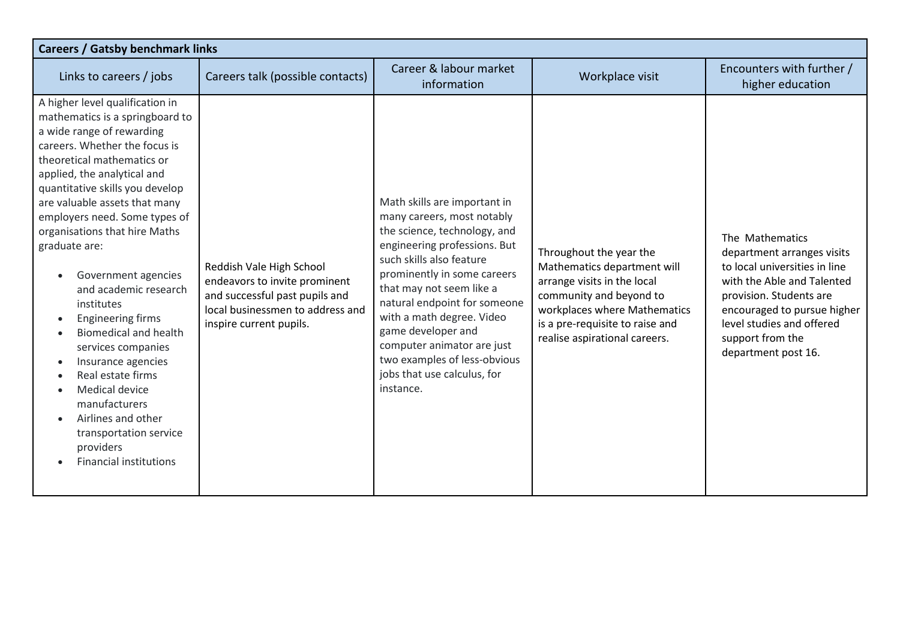| Careers / Gatsby benchmark links | | | | |
|---|---|---|---|---|
| Links to careers / jobs | Careers talk (possible contacts) | Career & labour market information | Workplace visit | Encounters with further / higher education |
| A higher level qualification in mathematics is a springboard to a wide range of rewarding careers. Whether the focus is theoretical mathematics or applied, the analytical and quantitative skills you develop are valuable assets that many employers need. Some types of organisations that hire Maths graduate are:<br>• Government agencies and academic research institutes<br>• Engineering firms<br>• Biomedical and health services companies<br>• Insurance agencies<br>• Real estate firms<br>• Medical device manufacturers<br>• Airlines and other transportation service providers<br>• Financial institutions | Reddish Vale High School endeavors to invite prominent and successful past pupils and local businessmen to address and inspire current pupils. | Math skills are important in many careers, most notably the science, technology, and engineering professions. But such skills also feature prominently in some careers that may not seem like a natural endpoint for someone with a math degree. Video game developer and computer animator are just two examples of less-obvious jobs that use calculus, for instance. | Throughout the year the Mathematics department will arrange visits in the local community and beyond to workplaces where Mathematics is a pre-requisite to raise and realise aspirational careers. | The Mathematics department arranges visits to local universities in line with the Able and Talented provision. Students are encouraged to pursue higher level studies and offered support from the department post 16. |